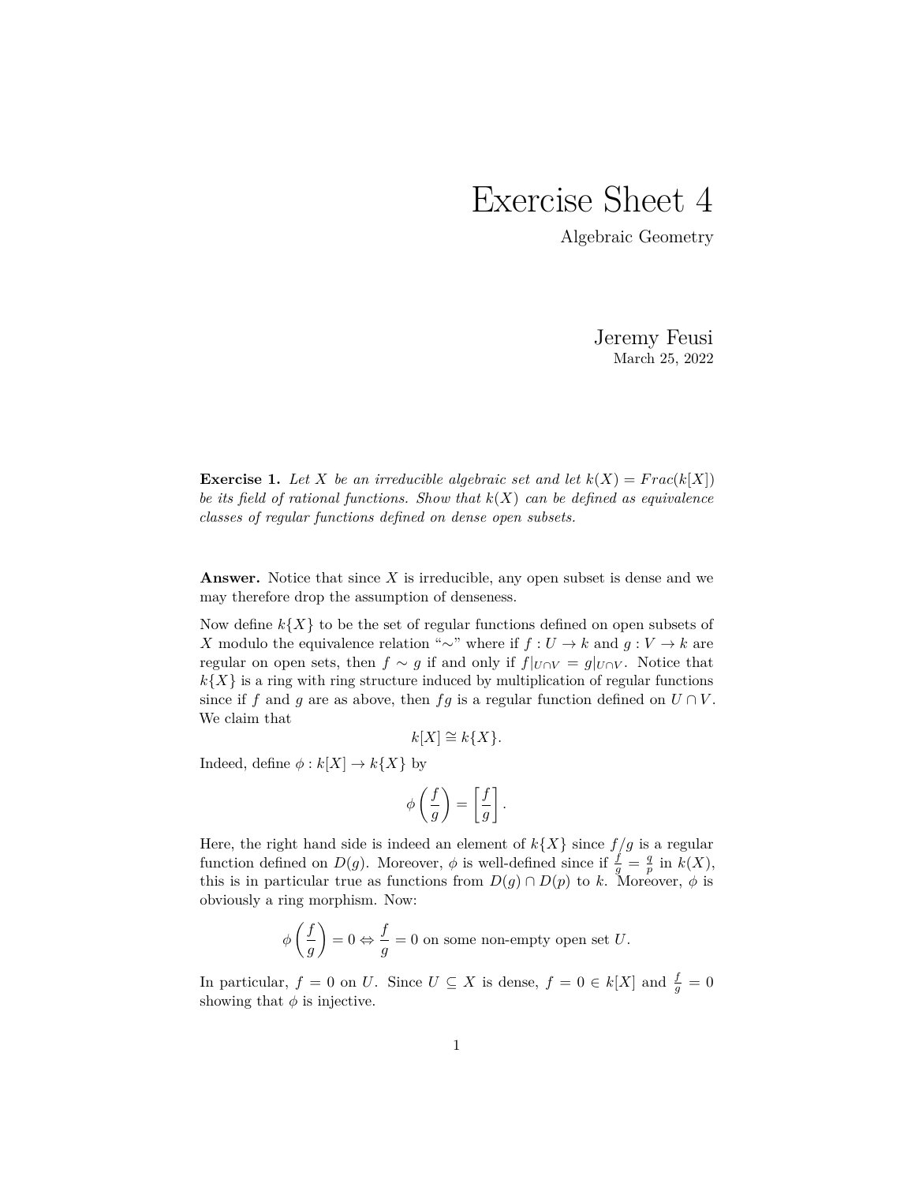# Exercise Sheet 4

Algebraic Geometry

Jeremy Feusi
March 25, 2022

**Exercise 1.** *Let $X$ be an irreducible algebraic set and let $k(X) = Frac(k[X])$ be its field of rational functions. Show that $k(X)$ can be defined as equivalence classes of regular functions defined on dense open subsets.*

**Answer.** Notice that since $X$ is irreducible, any open subset is dense and we may therefore drop the assumption of denseness.

Now define $k\{X\}$ to be the set of regular functions defined on open subsets of $X$ modulo the equivalence relation "$\sim$" where if $f : U \to k$ and $g : V \to k$ are regular on open sets, then $f \sim g$ if and only if $f|_{U\cap V} = g|_{U\cap V}$. Notice that $k\{X\}$ is a ring with ring structure induced by multiplication of regular functions since if $f$ and $g$ are as above, then $fg$ is a regular function defined on $U \cap V$. We claim that

$$k[X] \cong k\{X\}.$$

Indeed, define $\phi : k[X] \to k\{X\}$ by

$$\phi\left(\frac{f}{g}\right) = \left[\frac{f}{g}\right].$$

Here, the right hand side is indeed an element of $k\{X\}$ since $f/g$ is a regular function defined on $D(g)$. Moreover, $\phi$ is well-defined since if $\frac{f}{g} = \frac{q}{p}$ in $k(X)$, this is in particular true as functions from $D(g) \cap D(p)$ to $k$. Moreover, $\phi$ is obviously a ring morphism. Now:

$$\phi\left(\frac{f}{g}\right) = 0 \Leftrightarrow \frac{f}{g} = 0 \text{ on some non-empty open set } U.$$

In particular, $f = 0$ on $U$. Since $U \subseteq X$ is dense, $f = 0 \in k[X]$ and $\frac{f}{g} = 0$ showing that $\phi$ is injective.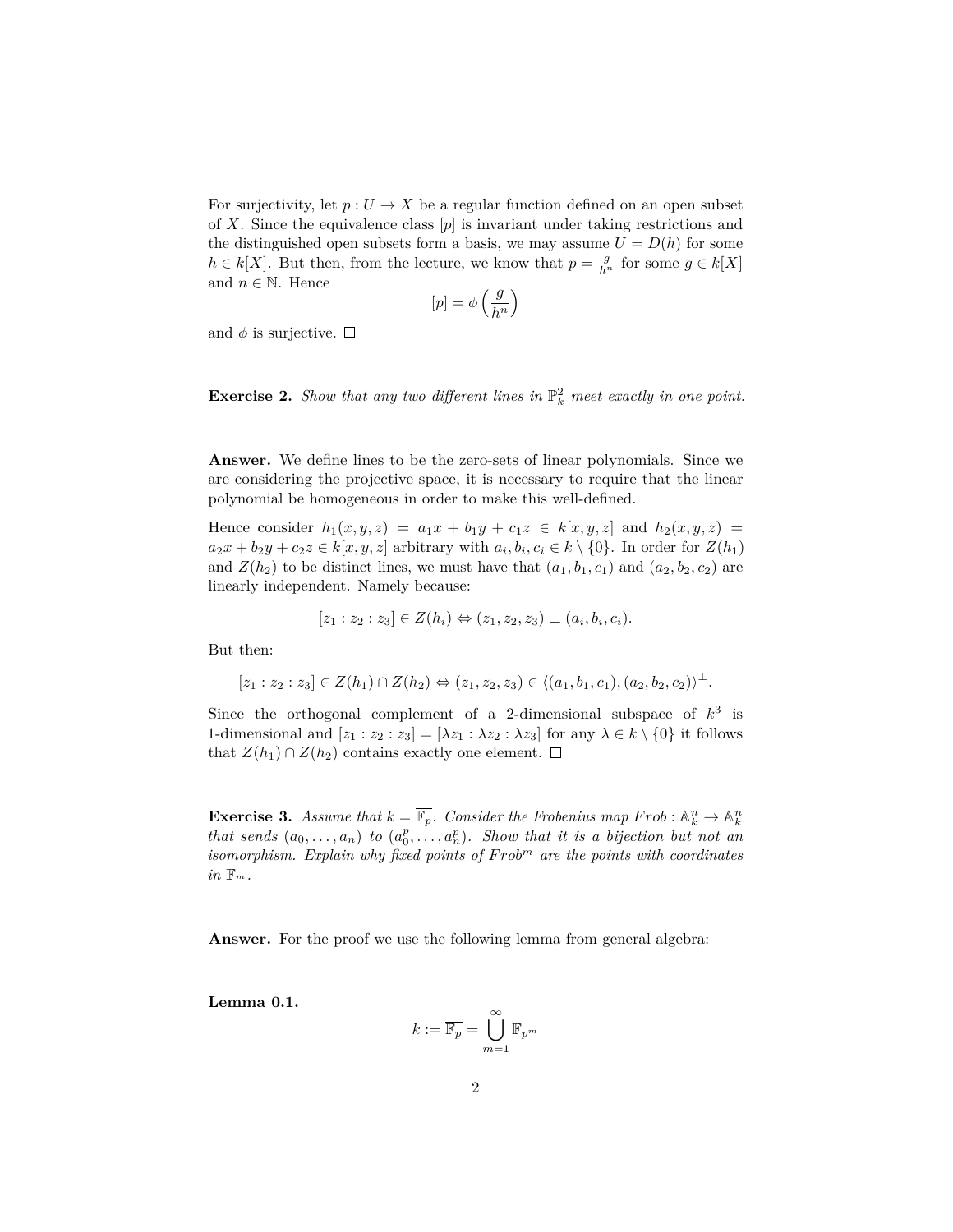For surjectivity, let $p : U \to X$ be a regular function defined on an open subset of $X$. Since the equivalence class $[p]$ is invariant under taking restrictions and the distinguished open subsets form a basis, we may assume $U = D(h)$ for some $h \in k[X]$. But then, from the lecture, we know that $p = \frac{g}{h^n}$ for some $g \in k[X]$ and $n \in \mathbb{N}$. Hence

$$[p] = \phi\left(\frac{g}{h^n}\right)$$

and $\phi$ is surjective. $\square$

**Exercise 2.** *Show that any two different lines in $\mathbb{P}^2_k$ meet exactly in one point.*

**Answer.** We define lines to be the zero-sets of linear polynomials. Since we are considering the projective space, it is necessary to require that the linear polynomial be homogeneous in order to make this well-defined.

Hence consider $h_1(x, y, z) = a_1 x + b_1 y + c_1 z \in k[x, y, z]$ and $h_2(x, y, z) = a_2 x + b_2 y + c_2 z \in k[x, y, z]$ arbitrary with $a_i, b_i, c_i \in k \setminus \{0\}$. In order for $Z(h_1)$ and $Z(h_2)$ to be distinct lines, we must have that $(a_1, b_1, c_1)$ and $(a_2, b_2, c_2)$ are linearly independent. Namely because:

$$[z_1 : z_2 : z_3] \in Z(h_i) \Leftrightarrow (z_1, z_2, z_3) \perp (a_i, b_i, c_i).$$

But then:

$$[z_1 : z_2 : z_3] \in Z(h_1) \cap Z(h_2) \Leftrightarrow (z_1, z_2, z_3) \in \langle (a_1, b_1, c_1), (a_2, b_2, c_2) \rangle^{\perp}.$$

Since the orthogonal complement of a 2-dimensional subspace of $k^3$ is 1-dimensional and $[z_1 : z_2 : z_3] = [\lambda z_1 : \lambda z_2 : \lambda z_3]$ for any $\lambda \in k \setminus \{0\}$ it follows that $Z(h_1) \cap Z(h_2)$ contains exactly one element. $\square$

**Exercise 3.** *Assume that $k = \overline{\mathbb{F}_p}$. Consider the Frobenius map $Frob : \mathbb{A}^n_k \to \mathbb{A}^n_k$ that sends $(a_0, \ldots, a_n)$ to $(a_0^p, \ldots, a_n^p)$. Show that it is a bijection but not an isomorphism. Explain why fixed points of $Frob^m$ are the points with coordinates in $\mathbb{F}_m$.*

**Answer.** For the proof we use the following lemma from general algebra:

**Lemma 0.1.**

$$k := \overline{\mathbb{F}_p} = \bigcup_{m=1}^{\infty} \mathbb{F}_{p^m}$$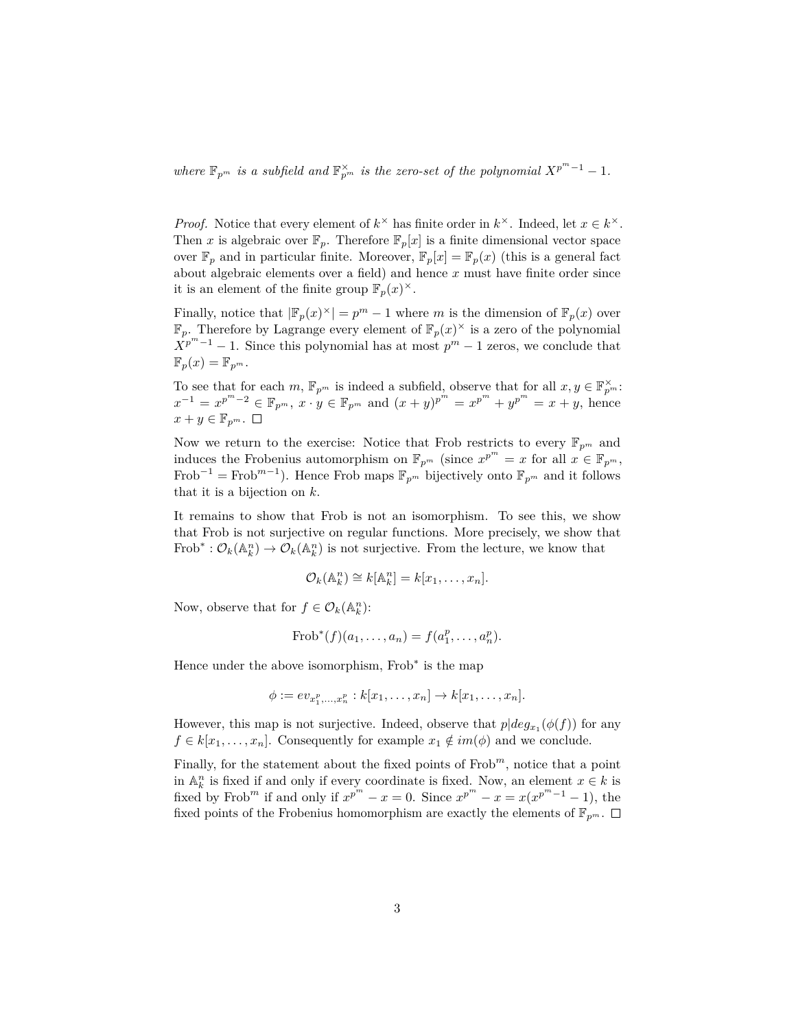*where $\mathbb{F}_{p^m}$ is a subfield and $\mathbb{F}_{p^m}^\times$ is the zero-set of the polynomial $X^{p^m-1} - 1$.*

*Proof.* Notice that every element of $k^\times$ has finite order in $k^\times$. Indeed, let $x \in k^\times$. Then $x$ is algebraic over $\mathbb{F}_p$. Therefore $\mathbb{F}_p[x]$ is a finite dimensional vector space over $\mathbb{F}_p$ and in particular finite. Moreover, $\mathbb{F}_p[x] = \mathbb{F}_p(x)$ (this is a general fact about algebraic elements over a field) and hence $x$ must have finite order since it is an element of the finite group $\mathbb{F}_p(x)^\times$.

Finally, notice that $|\mathbb{F}_p(x)^\times| = p^m - 1$ where $m$ is the dimension of $\mathbb{F}_p(x)$ over $\mathbb{F}_p$. Therefore by Lagrange every element of $\mathbb{F}_p(x)^\times$ is a zero of the polynomial $X^{p^m-1} - 1$. Since this polynomial has at most $p^m - 1$ zeros, we conclude that $\mathbb{F}_p(x) = \mathbb{F}_{p^m}$.

To see that for each $m$, $\mathbb{F}_{p^m}$ is indeed a subfield, observe that for all $x, y \in \mathbb{F}_{p^m}^\times$: $x^{-1} = x^{p^m-2} \in \mathbb{F}_{p^m}$, $x \cdot y \in \mathbb{F}_{p^m}$ and $(x+y)^{p^m} = x^{p^m} + y^{p^m} = x + y$, hence $x + y \in \mathbb{F}_{p^m}$. □

Now we return to the exercise: Notice that Frob restricts to every $\mathbb{F}_{p^m}$ and induces the Frobenius automorphism on $\mathbb{F}_{p^m}$ (since $x^{p^m} = x$ for all $x \in \mathbb{F}_{p^m}$, $\text{Frob}^{-1} = \text{Frob}^{m-1}$). Hence Frob maps $\mathbb{F}_{p^m}$ bijectively onto $\mathbb{F}_{p^m}$ and it follows that it is a bijection on $k$.

It remains to show that Frob is not an isomorphism. To see this, we show that Frob is not surjective on regular functions. More precisely, we show that $\text{Frob}^* : \mathcal{O}_k(\mathbb{A}_k^n) \to \mathcal{O}_k(\mathbb{A}_k^n)$ is not surjective. From the lecture, we know that

$$\mathcal{O}_k(\mathbb{A}_k^n) \cong k[\mathbb{A}_k^n] = k[x_1, \ldots, x_n].$$

Now, observe that for $f \in \mathcal{O}_k(\mathbb{A}_k^n)$:

$$\text{Frob}^*(f)(a_1, \ldots, a_n) = f(a_1^p, \ldots, a_n^p).$$

Hence under the above isomorphism, $\text{Frob}^*$ is the map

$$\phi := ev_{x_1^p, \ldots, x_n^p} : k[x_1, \ldots, x_n] \to k[x_1, \ldots, x_n].$$

However, this map is not surjective. Indeed, observe that $p | deg_{x_1}(\phi(f))$ for any $f \in k[x_1, \ldots, x_n]$. Consequently for example $x_1 \notin im(\phi)$ and we conclude.

Finally, for the statement about the fixed points of $\text{Frob}^m$, notice that a point in $\mathbb{A}_k^n$ is fixed if and only if every coordinate is fixed. Now, an element $x \in k$ is fixed by $\text{Frob}^m$ if and only if $x^{p^m} - x = 0$. Since $x^{p^m} - x = x(x^{p^m-1} - 1)$, the fixed points of the Frobenius homomorphism are exactly the elements of $\mathbb{F}_{p^m}$. □